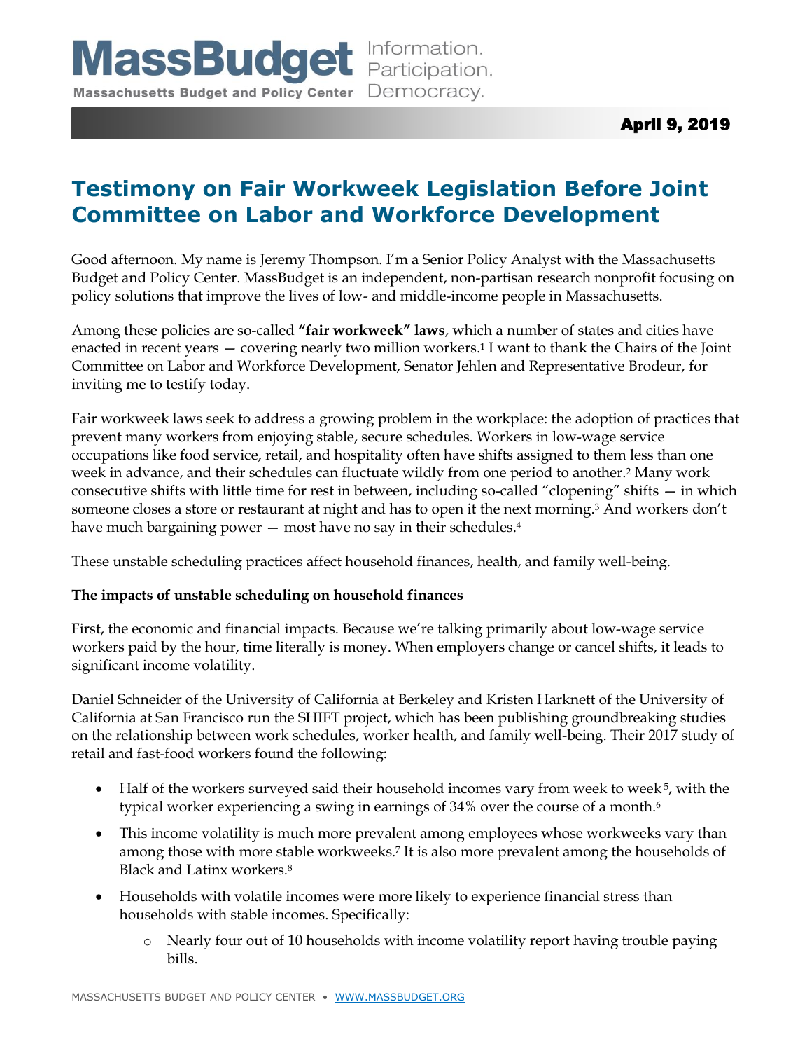**MassBudget** Information. Participation. Democracy.

**Massachusetts Budget and Policy Center**

**April 9, 2019**

# Testimony on Fair Workweek Legislation Before Joint Committee on Labor and Workforce Development

Good afternoon. My name is Jeremy Thompson. I'm a Senior Policy Analyst with the Massachusetts Budget and Policy Center. MassBudget is an independent, non-partisan research nonprofit focusing on policy solutions that improve the lives of low- and middle-income people in Massachusetts.

Among these policies are so-called **"fair workweek" laws**, which a number of states and cities have enacted in recent years — covering nearly two million workers.[1] I want to thank the Chairs of the Joint Committee on Labor and Workforce Development, Senator Jehlen and Representative Brodeur, for inviting me to testify today.

Fair workweek laws seek to address a growing problem in the workplace: the adoption of practices that prevent many workers from enjoying stable, secure schedules. Workers in low-wage service occupations like food service, retail, and hospitality often have shifts assigned to them less than one week in advance, and their schedules can fluctuate wildly from one period to another.[2] Many work consecutive shifts with little time for rest in between, including so-called "clopening" shifts — in which someone closes a store or restaurant at night and has to open it the next morning.[3] And workers don't have much bargaining power — most have no say in their schedules.[4]

These unstable scheduling practices affect household finances, health, and family well-being.

**The impacts of unstable scheduling on household finances**

First, the economic and financial impacts. Because we're talking primarily about low-wage service workers paid by the hour, time literally is money. When employers change or cancel shifts, it leads to significant income volatility.

Daniel Schneider of the University of California at Berkeley and Kristen Harknett of the University of California at San Francisco run the SHIFT project, which has been publishing groundbreaking studies on the relationship between work schedules, worker health, and family well-being. Their 2017 study of retail and fast-food workers found the following:

- Half of the workers surveyed said their household incomes vary from week to week[5], with the typical worker experiencing a swing in earnings of 34% over the course of a month.[6]
- This income volatility is much more prevalent among employees whose workweeks vary than among those with more stable workweeks.[7] It is also more prevalent among the households of Black and Latinx workers.[8]
- Households with volatile incomes were more likely to experience financial stress than households with stable incomes. Specifically:
    - Nearly four out of 10 households with income volatility report having trouble paying bills.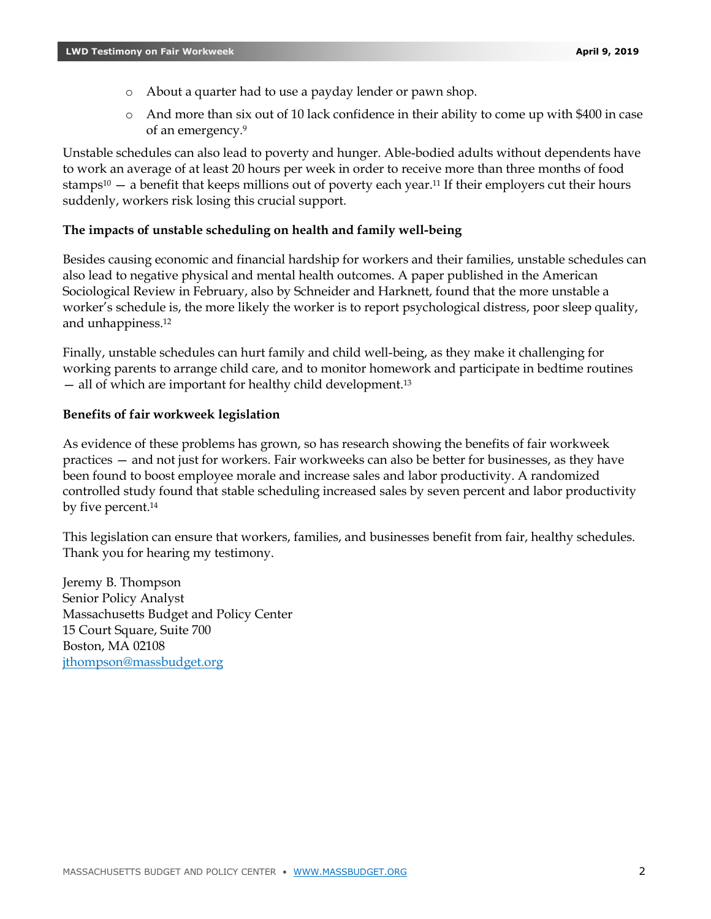- About a quarter had to use a payday lender or pawn shop.
- And more than six out of 10 lack confidence in their ability to come up with $400 in case of an emergency.[9]

Unstable schedules can also lead to poverty and hunger. Able-bodied adults without dependents have to work an average of at least 20 hours per week in order to receive more than three months of food stamps[10] — a benefit that keeps millions out of poverty each year.[11] If their employers cut their hours suddenly, workers risk losing this crucial support.

**The impacts of unstable scheduling on health and family well-being**

Besides causing economic and financial hardship for workers and their families, unstable schedules can also lead to negative physical and mental health outcomes. A paper published in the American Sociological Review in February, also by Schneider and Harknett, found that the more unstable a worker's schedule is, the more likely the worker is to report psychological distress, poor sleep quality, and unhappiness.[12]

Finally, unstable schedules can hurt family and child well-being, as they make it challenging for working parents to arrange child care, and to monitor homework and participate in bedtime routines — all of which are important for healthy child development.[13]

**Benefits of fair workweek legislation**

As evidence of these problems has grown, so has research showing the benefits of fair workweek practices — and not just for workers. Fair workweeks can also be better for businesses, as they have been found to boost employee morale and increase sales and labor productivity. A randomized controlled study found that stable scheduling increased sales by seven percent and labor productivity by five percent.[14]

This legislation can ensure that workers, families, and businesses benefit from fair, healthy schedules. Thank you for hearing my testimony.

Jeremy B. Thompson
Senior Policy Analyst
Massachusetts Budget and Policy Center
15 Court Square, Suite 700
Boston, MA 02108
jthompson@massbudget.org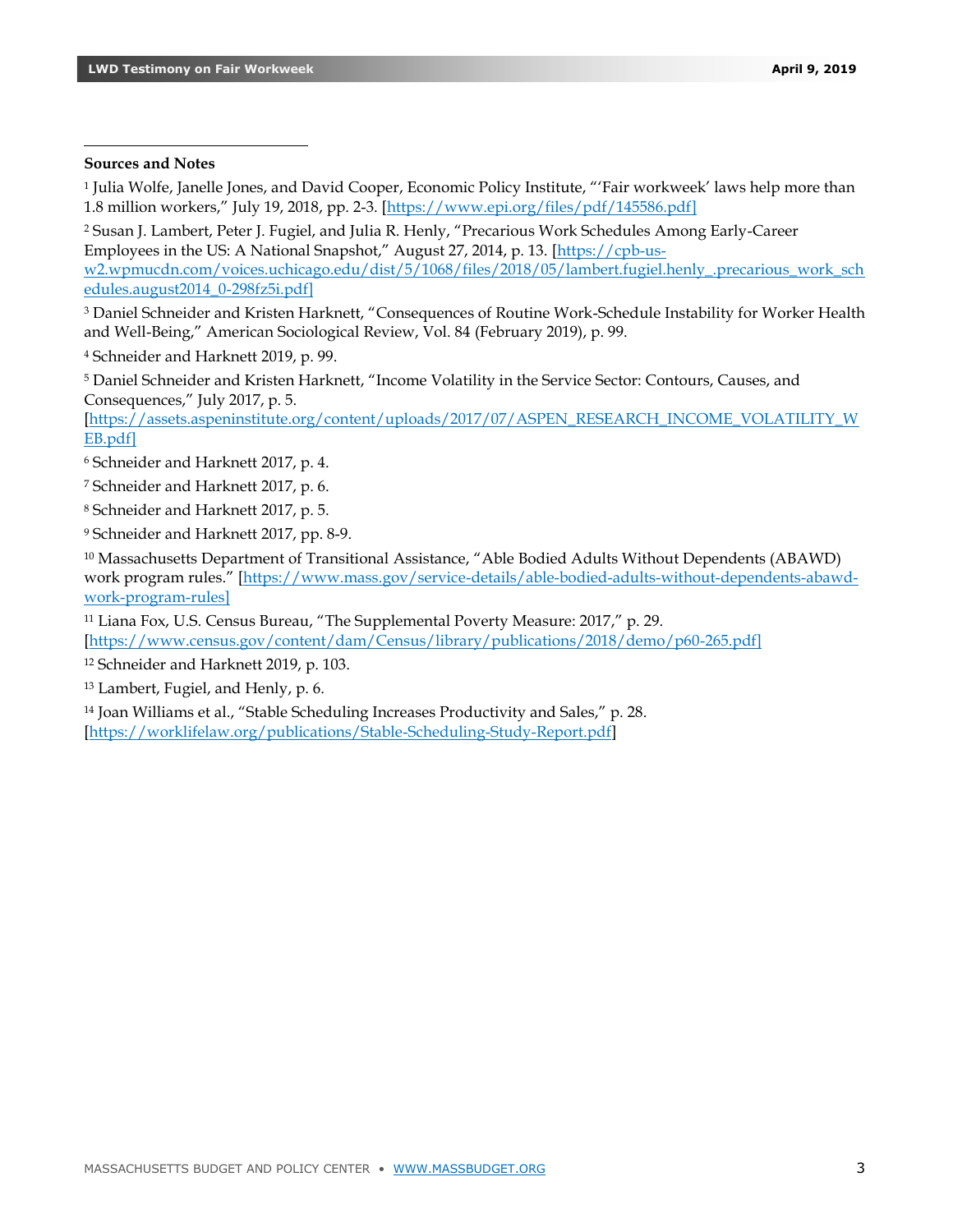**Sources and Notes**

[1] Julia Wolfe, Janelle Jones, and David Cooper, Economic Policy Institute, "'Fair workweek' laws help more than 1.8 million workers," July 19, 2018, pp. 2-3. [https://www.epi.org/files/pdf/145586.pdf]

[2] Susan J. Lambert, Peter J. Fugiel, and Julia R. Henly, "Precarious Work Schedules Among Early-Career Employees in the US: A National Snapshot," August 27, 2014, p. 13. [https://cpb-us-w2.wpmucdn.com/voices.uchicago.edu/dist/5/1068/files/2018/05/lambert.fugiel.henly_.precarious_work_schedules.august2014_0-298fz5i.pdf]

[3] Daniel Schneider and Kristen Harknett, "Consequences of Routine Work-Schedule Instability for Worker Health and Well-Being," American Sociological Review, Vol. 84 (February 2019), p. 99.

[4] Schneider and Harknett 2019, p. 99.

[5] Daniel Schneider and Kristen Harknett, "Income Volatility in the Service Sector: Contours, Causes, and Consequences," July 2017, p. 5. [https://assets.aspeninstitute.org/content/uploads/2017/07/ASPEN_RESEARCH_INCOME_VOLATILITY_WEB.pdf]

[6] Schneider and Harknett 2017, p. 4.

[7] Schneider and Harknett 2017, p. 6.

[8] Schneider and Harknett 2017, p. 5.

[9] Schneider and Harknett 2017, pp. 8-9.

[10] Massachusetts Department of Transitional Assistance, "Able Bodied Adults Without Dependents (ABAWD) work program rules." [https://www.mass.gov/service-details/able-bodied-adults-without-dependents-abawd-work-program-rules]

[11] Liana Fox, U.S. Census Bureau, "The Supplemental Poverty Measure: 2017," p. 29. [https://www.census.gov/content/dam/Census/library/publications/2018/demo/p60-265.pdf]

[12] Schneider and Harknett 2019, p. 103.

[13] Lambert, Fugiel, and Henly, p. 6.

[14] Joan Williams et al., "Stable Scheduling Increases Productivity and Sales," p. 28. [https://worklifelaw.org/publications/Stable-Scheduling-Study-Report.pdf]